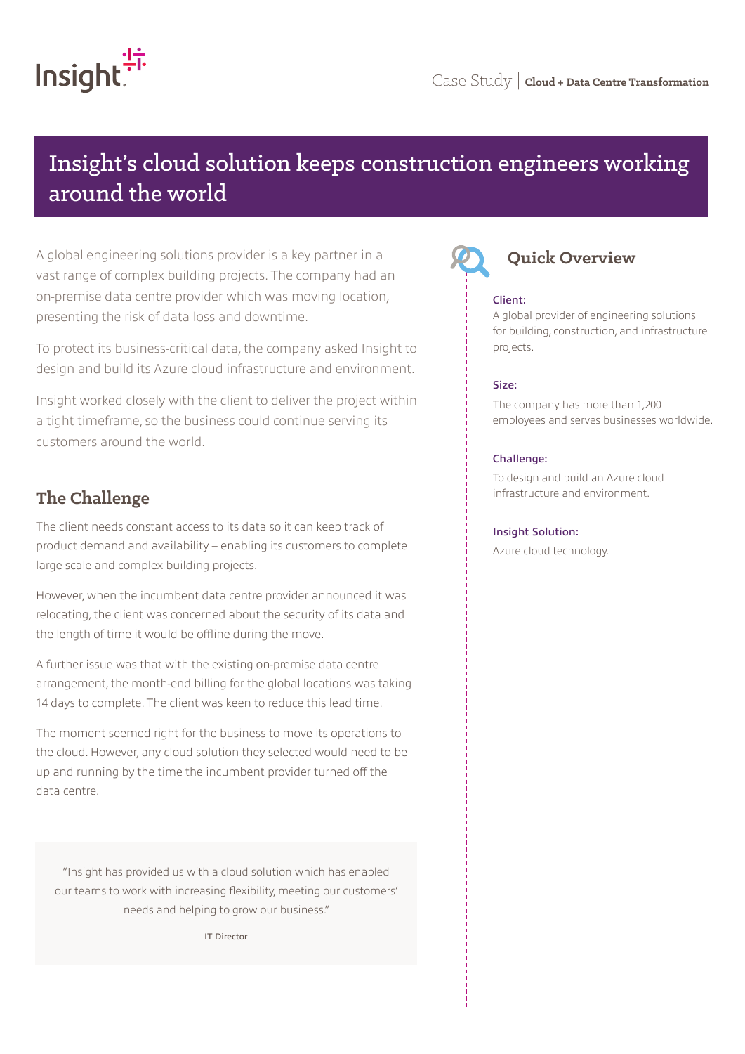Case Study | **Cloud + Data Centre Transformation**

# Insight's cloud solution keeps construction engineers working around the world

A global engineering solutions provider is a key partner in a vast range of complex building projects. The company had an on-premise data centre provider which was moving location, presenting the risk of data loss and downtime.

To protect its business-critical data, the company asked Insight to design and build its Azure cloud infrastructure and environment.

Insight worked closely with the client to deliver the project within a tight timeframe, so the business could continue serving its customers around the world.

## The Challenge

The client needs constant access to its data so it can keep track of product demand and availability – enabling its customers to complete large scale and complex building projects.

However, when the incumbent data centre provider announced it was relocating, the client was concerned about the security of its data and the length of time it would be offline during the move.

A further issue was that with the existing on-premise data centre arrangement, the month-end billing for the global locations was taking 14 days to complete. The client was keen to reduce this lead time.

The moment seemed right for the business to move its operations to the cloud. However, any cloud solution they selected would need to be up and running by the time the incumbent provider turned off the data centre.

> "Insight has provided us with a cloud solution which has enabled our teams to work with increasing flexibility, meeting our customers' needs and helping to grow our business."
>
> IT Director

## Quick Overview

**Client:**

A global provider of engineering solutions for building, construction, and infrastructure projects.

**Size:**

The company has more than 1,200 employees and serves businesses worldwide.

**Challenge:**

To design and build an Azure cloud infrastructure and environment.

**Insight Solution:**

Azure cloud technology.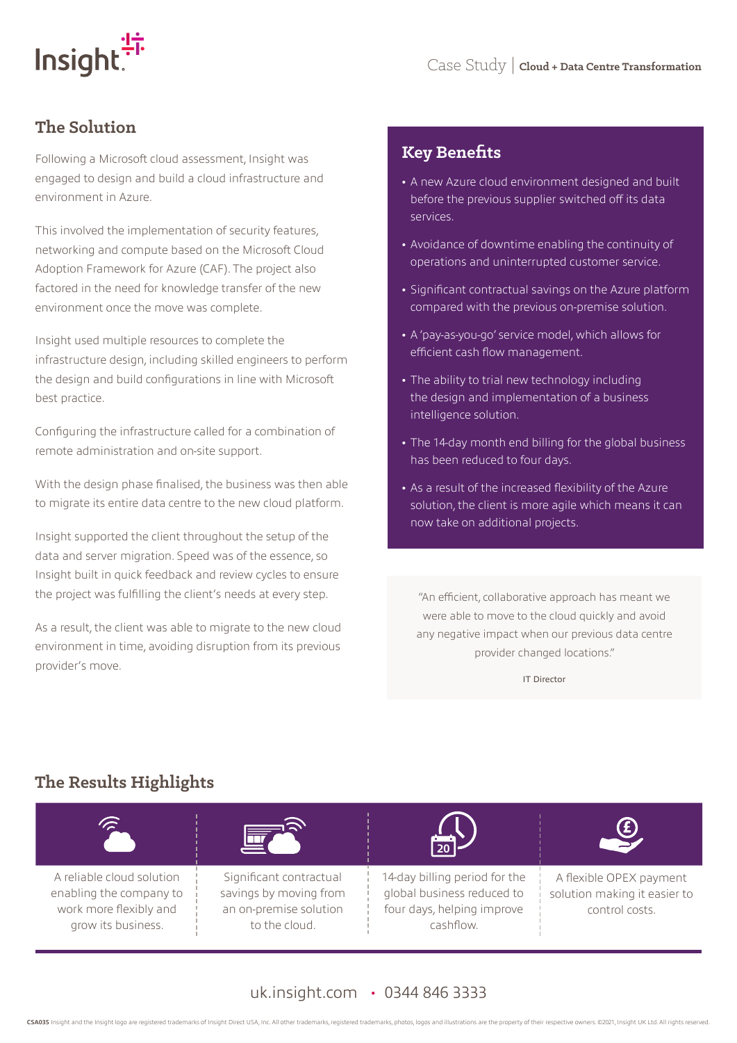## The Solution

Following a Microsoft cloud assessment, Insight was engaged to design and build a cloud infrastructure and environment in Azure.

This involved the implementation of security features, networking and compute based on the Microsoft Cloud Adoption Framework for Azure (CAF). The project also factored in the need for knowledge transfer of the new environment once the move was complete.

Insight used multiple resources to complete the infrastructure design, including skilled engineers to perform the design and build configurations in line with Microsoft best practice.

Configuring the infrastructure called for a combination of remote administration and on-site support.

With the design phase finalised, the business was then able to migrate its entire data centre to the new cloud platform.

Insight supported the client throughout the setup of the data and server migration. Speed was of the essence, so Insight built in quick feedback and review cycles to ensure the project was fulfilling the client's needs at every step.

As a result, the client was able to migrate to the new cloud environment in time, avoiding disruption from its previous provider's move.

## Key Benefits

- A new Azure cloud environment designed and built before the previous supplier switched off its data services.
- Avoidance of downtime enabling the continuity of operations and uninterrupted customer service.
- Significant contractual savings on the Azure platform compared with the previous on-premise solution.
- A 'pay-as-you-go' service model, which allows for efficient cash flow management.
- The ability to trial new technology including the design and implementation of a business intelligence solution.
- The 14-day month end billing for the global business has been reduced to four days.
- As a result of the increased flexibility of the Azure solution, the client is more agile which means it can now take on additional projects.

"An efficient, collaborative approach has meant we were able to move to the cloud quickly and avoid any negative impact when our previous data centre provider changed locations."

IT Director

## The Results Highlights

- A reliable cloud solution enabling the company to work more flexibly and grow its business.
- Significant contractual savings by moving from an on-premise solution to the cloud.
- 14-day billing period for the global business reduced to four days, helping improve cashflow.
- A flexible OPEX payment solution making it easier to control costs.

uk.insight.com • 0344 846 3333

CSA035 Insight and the Insight logo are registered trademarks of Insight Direct USA, Inc. All other trademarks, registered trademarks, photos, logos and illustrations are the property of their respective owners. ©2021, Insight UK Ltd. All rights reserved.